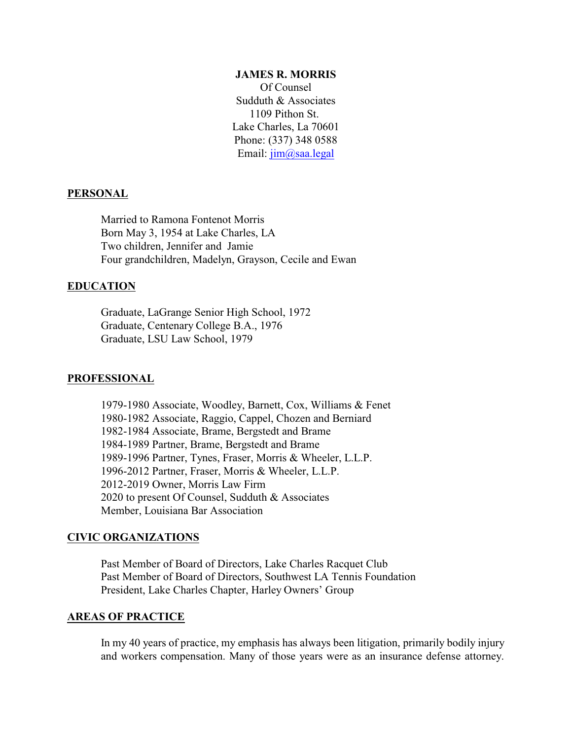**JAMES R. MORRIS**
Of Counsel
Sudduth & Associates
1109 Pithon St.
Lake Charles, La 70601
Phone: (337) 348 0588
Email: jim@saa.legal

## PERSONAL

Married to Ramona Fontenot Morris
Born May 3, 1954 at Lake Charles, LA
Two children, Jennifer and Jamie
Four grandchildren, Madelyn, Grayson, Cecile and Ewan

## EDUCATION

Graduate, LaGrange Senior High School, 1972
Graduate, Centenary College B.A., 1976
Graduate, LSU Law School, 1979

## PROFESSIONAL

1979-1980 Associate, Woodley, Barnett, Cox, Williams & Fenet
1980-1982 Associate, Raggio, Cappel, Chozen and Berniard
1982-1984 Associate, Brame, Bergstedt and Brame
1984-1989 Partner, Brame, Bergstedt and Brame
1989-1996 Partner, Tynes, Fraser, Morris & Wheeler, L.L.P.
1996-2012 Partner, Fraser, Morris & Wheeler, L.L.P.
2012-2019 Owner, Morris Law Firm
2020 to present Of Counsel, Sudduth & Associates
Member, Louisiana Bar Association

## CIVIC ORGANIZATIONS

Past Member of Board of Directors, Lake Charles Racquet Club
Past Member of Board of Directors, Southwest LA Tennis Foundation
President, Lake Charles Chapter, Harley Owners' Group

## AREAS OF PRACTICE

In my 40 years of practice, my emphasis has always been litigation, primarily bodily injury and workers compensation. Many of those years were as an insurance defense attorney.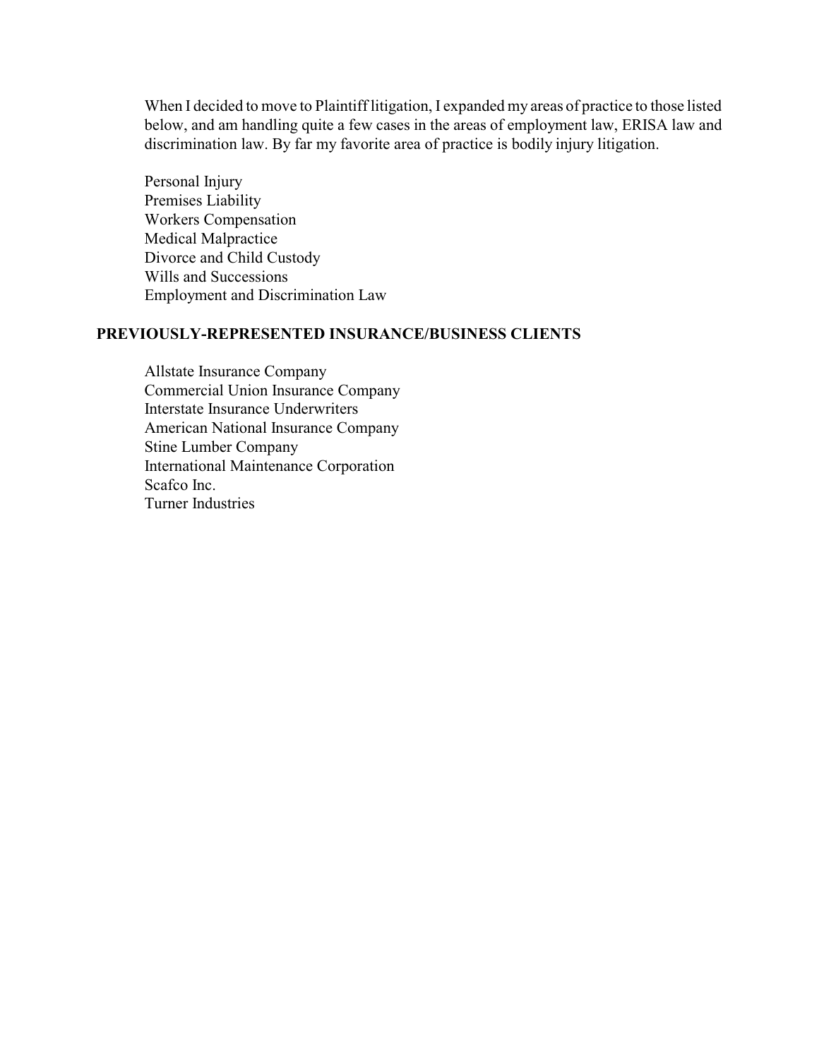When I decided to move to Plaintiff litigation, I expanded my areas of practice to those listed below, and am handling quite a few cases in the areas of employment law, ERISA law and discrimination law. By far my favorite area of practice is bodily injury litigation.

Personal Injury
Premises Liability
Workers Compensation
Medical Malpractice
Divorce and Child Custody
Wills and Successions
Employment and Discrimination Law

## PREVIOUSLY-REPRESENTED INSURANCE/BUSINESS CLIENTS

Allstate Insurance Company
Commercial Union Insurance Company
Interstate Insurance Underwriters
American National Insurance Company
Stine Lumber Company
International Maintenance Corporation
Scafco Inc.
Turner Industries